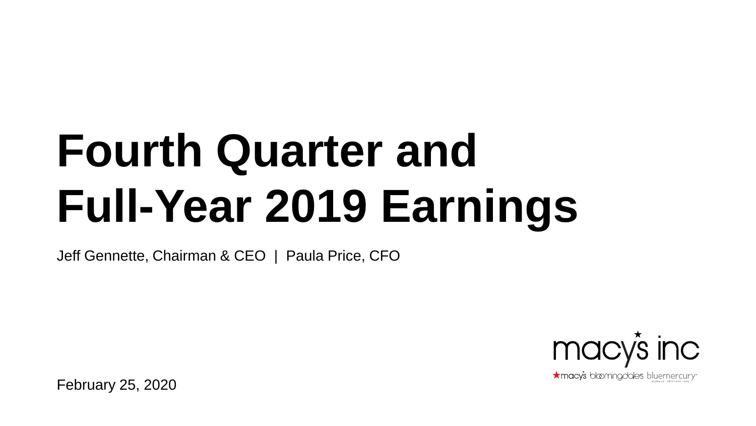# Fourth Quarter and Full-Year 2019 Earnings

Jeff Gennette, Chairman & CEO | Paula Price, CFO

February 25, 2020

macy's inc

macy's bloomingdale's bluemercury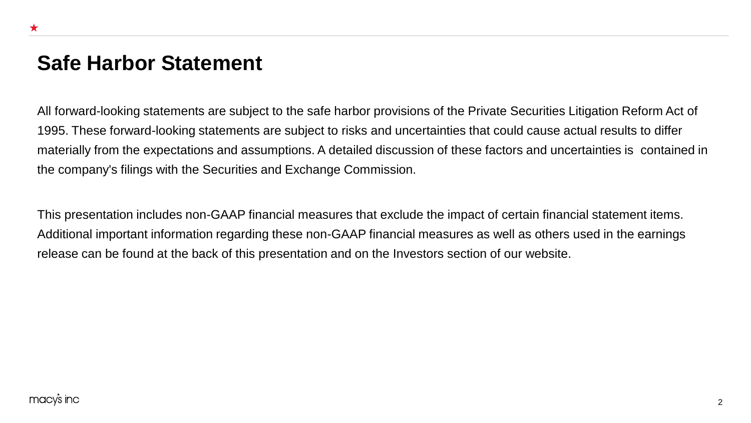# Safe Harbor Statement

All forward-looking statements are subject to the safe harbor provisions of the Private Securities Litigation Reform Act of 1995. These forward-looking statements are subject to risks and uncertainties that could cause actual results to differ materially from the expectations and assumptions. A detailed discussion of these factors and uncertainties is contained in the company's filings with the Securities and Exchange Commission.

This presentation includes non-GAAP financial measures that exclude the impact of certain financial statement items. Additional important information regarding these non-GAAP financial measures as well as others used in the earnings release can be found at the back of this presentation and on the Investors section of our website.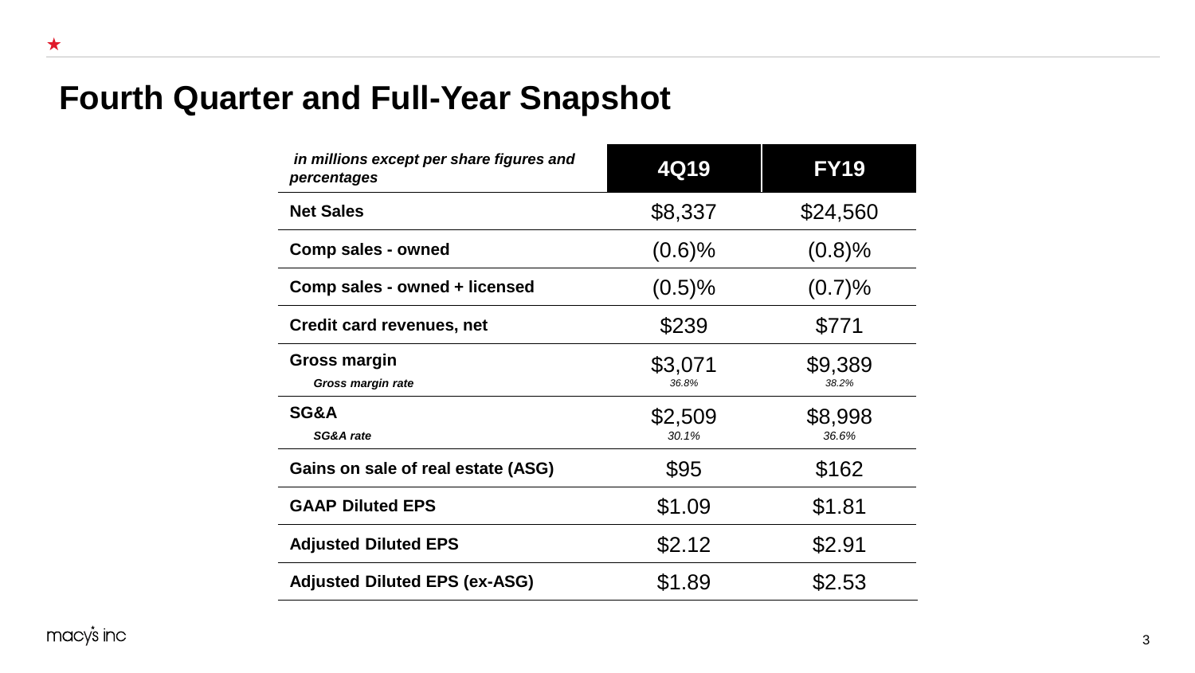# Fourth Quarter and Full-Year Snapshot

| *in millions except per share figures and percentages* | 4Q19 | FY19 |
|---|---|---|
| **Net Sales** | $8,337 | $24,560 |
| **Comp sales - owned** | (0.6)% | (0.8)% |
| **Comp sales - owned + licensed** | (0.5)% | (0.7)% |
| **Credit card revenues, net** | $239 | $771 |
| **Gross margin** | $3,071 | $9,389 |
| ***Gross margin rate*** | *36.8%* | *38.2%* |
| **SG&A** | $2,509 | $8,998 |
| ***SG&A rate*** | *30.1%* | *36.6%* |
| **Gains on sale of real estate (ASG)** | $95 | $162 |
| **GAAP Diluted EPS** | $1.09 | $1.81 |
| **Adjusted Diluted EPS** | $2.12 | $2.91 |
| **Adjusted Diluted EPS (ex-ASG)** | $1.89 | $2.53 |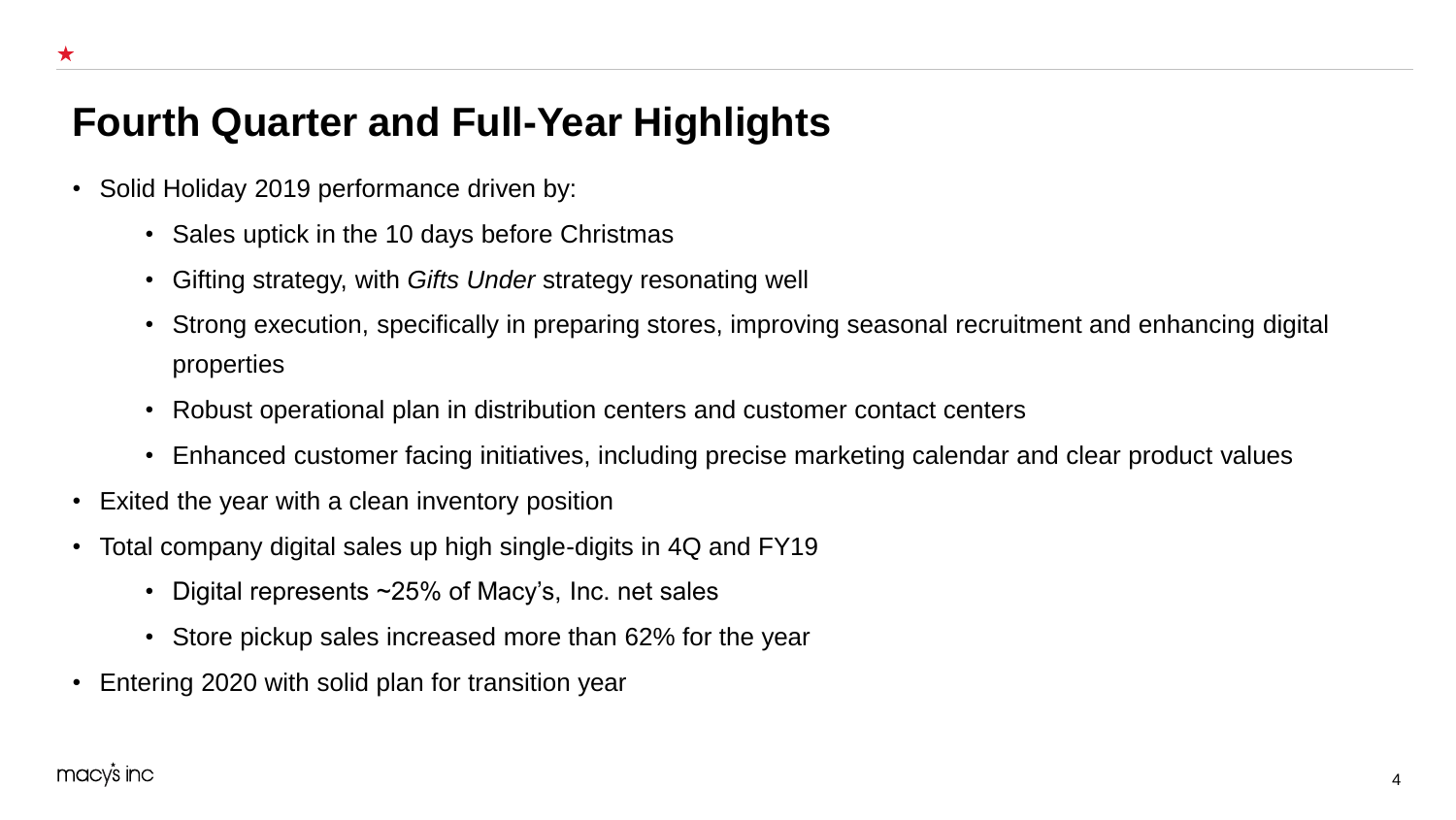# Fourth Quarter and Full-Year Highlights

- Solid Holiday 2019 performance driven by:
  - Sales uptick in the 10 days before Christmas
  - Gifting strategy, with *Gifts Under* strategy resonating well
  - Strong execution, specifically in preparing stores, improving seasonal recruitment and enhancing digital properties
  - Robust operational plan in distribution centers and customer contact centers
  - Enhanced customer facing initiatives, including precise marketing calendar and clear product values
- Exited the year with a clean inventory position
- Total company digital sales up high single-digits in 4Q and FY19
  - Digital represents ~25% of Macy's, Inc. net sales
  - Store pickup sales increased more than 62% for the year
- Entering 2020 with solid plan for transition year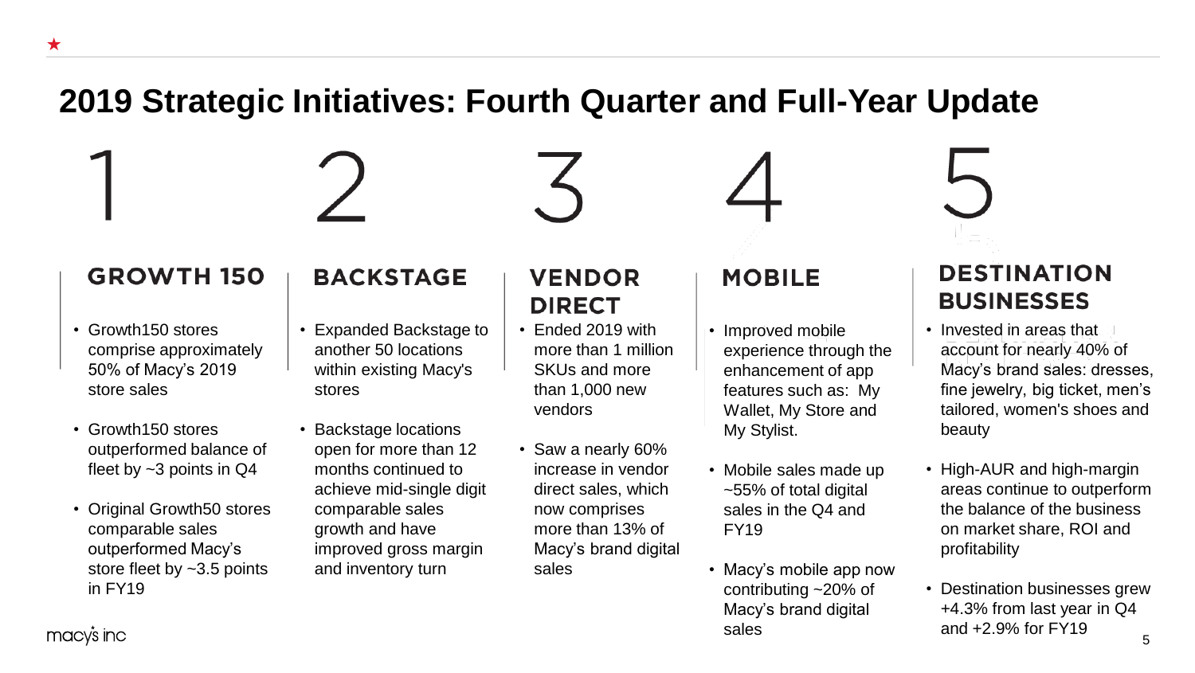# 2019 Strategic Initiatives: Fourth Quarter and Full-Year Update

## 1 GROWTH 150

- Growth150 stores comprise approximately 50% of Macy's 2019 store sales
- Growth150 stores outperformed balance of fleet by ~3 points in Q4
- Original Growth50 stores comparable sales outperformed Macy's store fleet by ~3.5 points in FY19

## 2 BACKSTAGE

- Expanded Backstage to another 50 locations within existing Macy's stores
- Backstage locations open for more than 12 months continued to achieve mid-single digit comparable sales growth and have improved gross margin and inventory turn

## 3 VENDOR DIRECT

- Ended 2019 with more than 1 million SKUs and more than 1,000 new vendors
- Saw a nearly 60% increase in vendor direct sales, which now comprises more than 13% of Macy's brand digital sales

## 4 MOBILE

- Improved mobile experience through the enhancement of app features such as: My Wallet, My Store and My Stylist.
- Mobile sales made up ~55% of total digital sales in the Q4 and FY19
- Macy's mobile app now contributing ~20% of Macy's brand digital sales

## 5 DESTINATION BUSINESSES

- Invested in areas that account for nearly 40% of Macy's brand sales: dresses, fine jewelry, big ticket, men's tailored, women's shoes and beauty
- High-AUR and high-margin areas continue to outperform the balance of the business on market share, ROI and profitability
- Destination businesses grew +4.3% from last year in Q4 and +2.9% for FY19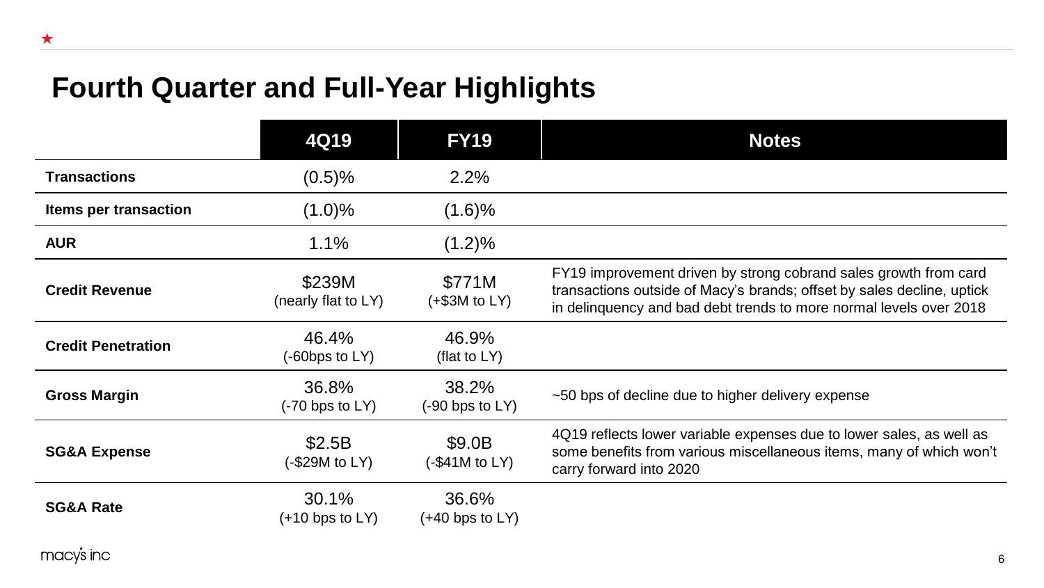# Fourth Quarter and Full-Year Highlights

| | 4Q19 | FY19 | Notes |
|---|---|---|---|
| **Transactions** | (0.5)% | 2.2% | |
| **Items per transaction** | (1.0)% | (1.6)% | |
| **AUR** | 1.1% | (1.2)% | |
| **Credit Revenue** | $239M (nearly flat to LY) | $771M (+$3M to LY) | FY19 improvement driven by strong cobrand sales growth from card transactions outside of Macy's brands; offset by sales decline, uptick in delinquency and bad debt trends to more normal levels over 2018 |
| **Credit Penetration** | 46.4% (-60bps to LY) | 46.9% (flat to LY) | |
| **Gross Margin** | 36.8% (-70 bps to LY) | 38.2% (-90 bps to LY) | ~50 bps of decline due to higher delivery expense |
| **SG&A Expense** | $2.5B (-$29M to LY) | $9.0B (-$41M to LY) | 4Q19 reflects lower variable expenses due to lower sales, as well as some benefits from various miscellaneous items, many of which won't carry forward into 2020 |
| **SG&A Rate** | 30.1% (+10 bps to LY) | 36.6% (+40 bps to LY) | |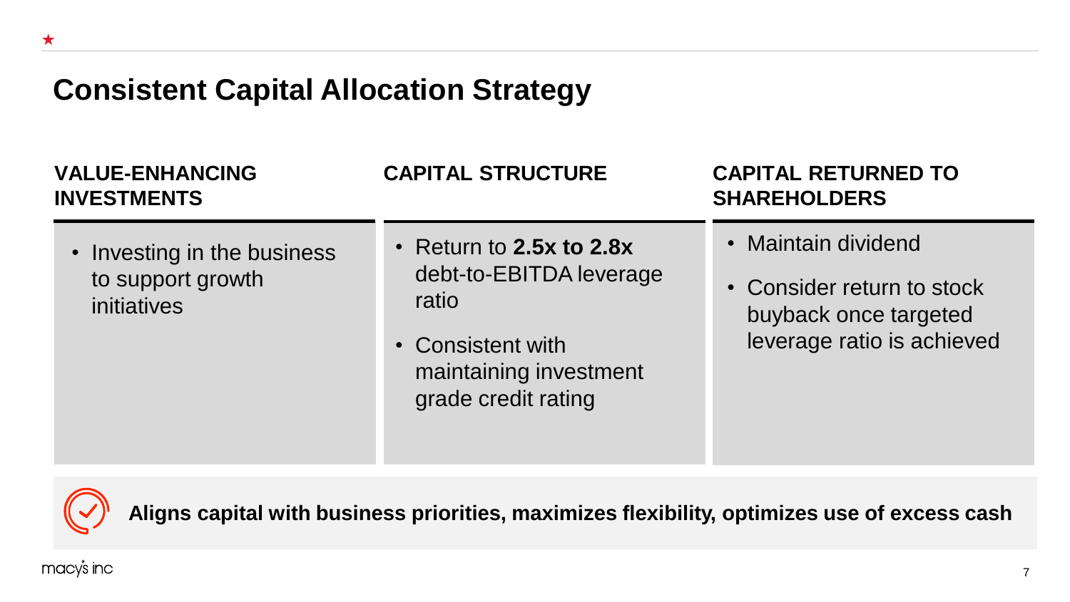# Consistent Capital Allocation Strategy

### VALUE-ENHANCING INVESTMENTS

- Investing in the business to support growth initiatives

### CAPITAL STRUCTURE

- Return to **2.5x to 2.8x** debt-to-EBITDA leverage ratio
- Consistent with maintaining investment grade credit rating

### CAPITAL RETURNED TO SHAREHOLDERS

- Maintain dividend
- Consider return to stock buyback once targeted leverage ratio is achieved

**Aligns capital with business priorities, maximizes flexibility, optimizes use of excess cash**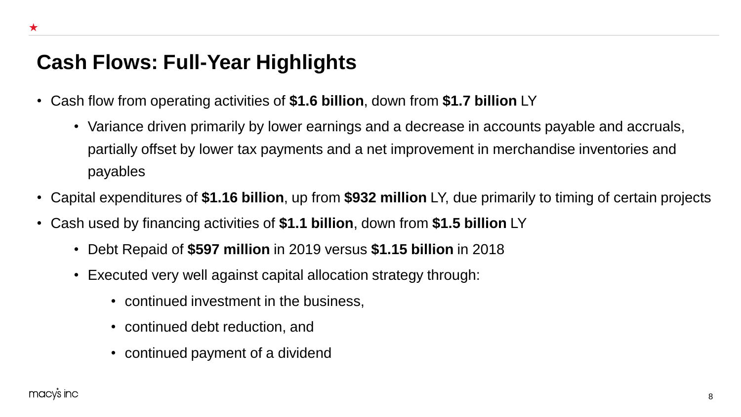# Cash Flows: Full-Year Highlights

- Cash flow from operating activities of **$1.6 billion**, down from **$1.7 billion** LY
  - Variance driven primarily by lower earnings and a decrease in accounts payable and accruals, partially offset by lower tax payments and a net improvement in merchandise inventories and payables
- Capital expenditures of **$1.16 billion**, up from **$932 million** LY, due primarily to timing of certain projects
- Cash used by financing activities of **$1.1 billion**, down from **$1.5 billion** LY
  - Debt Repaid of **$597 million** in 2019 versus **$1.15 billion** in 2018
  - Executed very well against capital allocation strategy through:
    - continued investment in the business,
    - continued debt reduction, and
    - continued payment of a dividend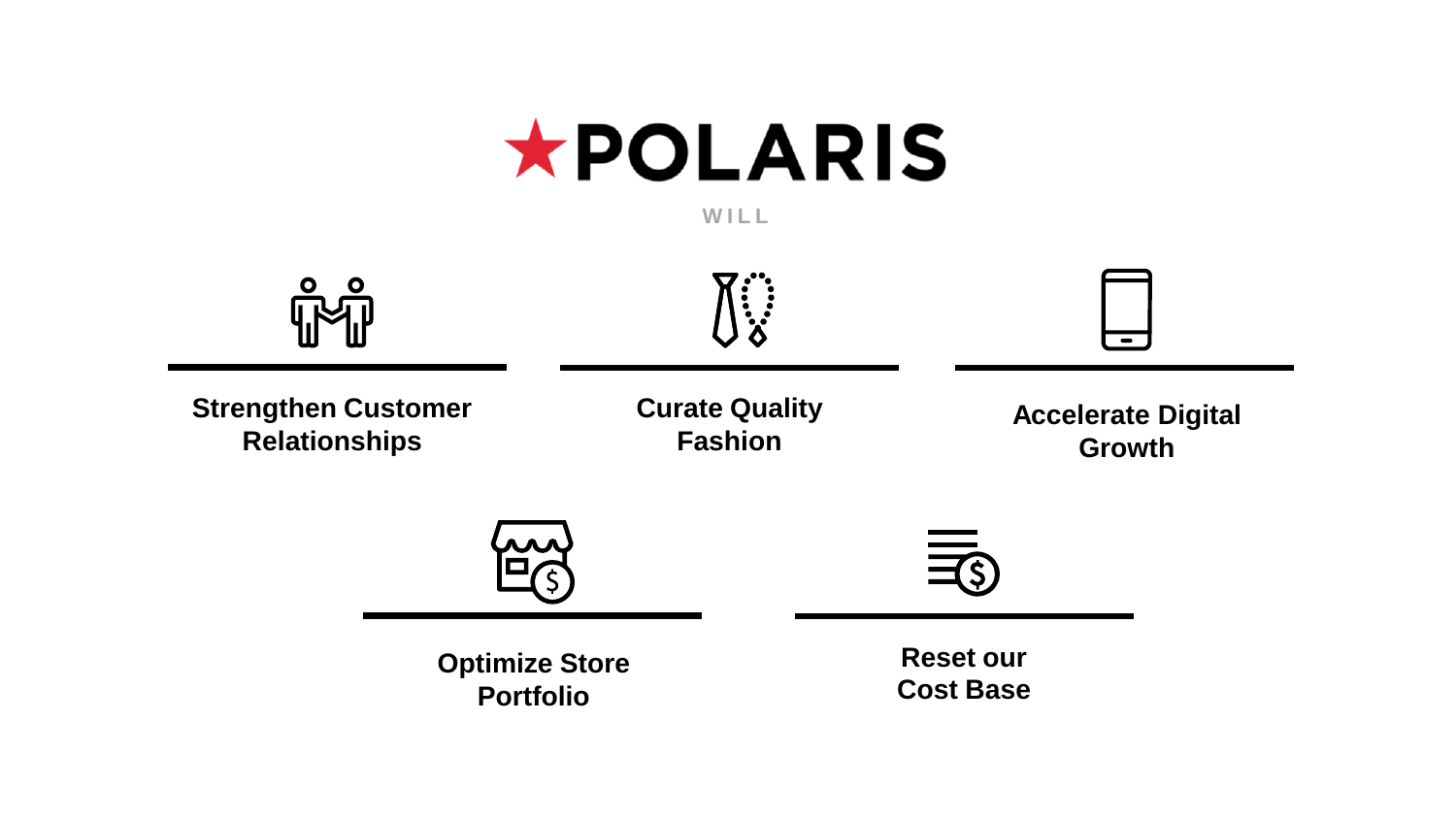# ★POLARIS

WILL

**Strengthen Customer Relationships**

**Curate Quality Fashion**

**Accelerate Digital Growth**

**Optimize Store Portfolio**

**Reset our Cost Base**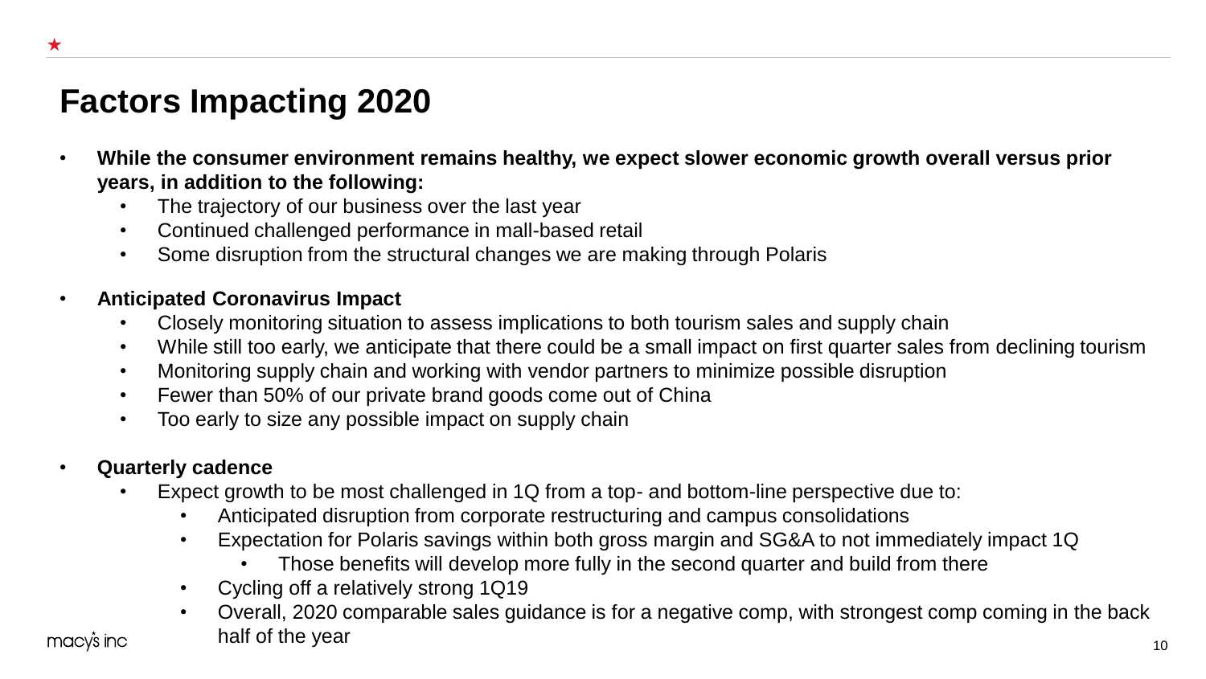# Factors Impacting 2020

- **While the consumer environment remains healthy, we expect slower economic growth overall versus prior years, in addition to the following:**
  - The trajectory of our business over the last year
  - Continued challenged performance in mall-based retail
  - Some disruption from the structural changes we are making through Polaris

- **Anticipated Coronavirus Impact**
  - Closely monitoring situation to assess implications to both tourism sales and supply chain
  - While still too early, we anticipate that there could be a small impact on first quarter sales from declining tourism
  - Monitoring supply chain and working with vendor partners to minimize possible disruption
  - Fewer than 50% of our private brand goods come out of China
  - Too early to size any possible impact on supply chain

- **Quarterly cadence**
  - Expect growth to be most challenged in 1Q from a top- and bottom-line perspective due to:
    - Anticipated disruption from corporate restructuring and campus consolidations
    - Expectation for Polaris savings within both gross margin and SG&A to not immediately impact 1Q
      - Those benefits will develop more fully in the second quarter and build from there
    - Cycling off a relatively strong 1Q19
    - Overall, 2020 comparable sales guidance is for a negative comp, with strongest comp coming in the back half of the year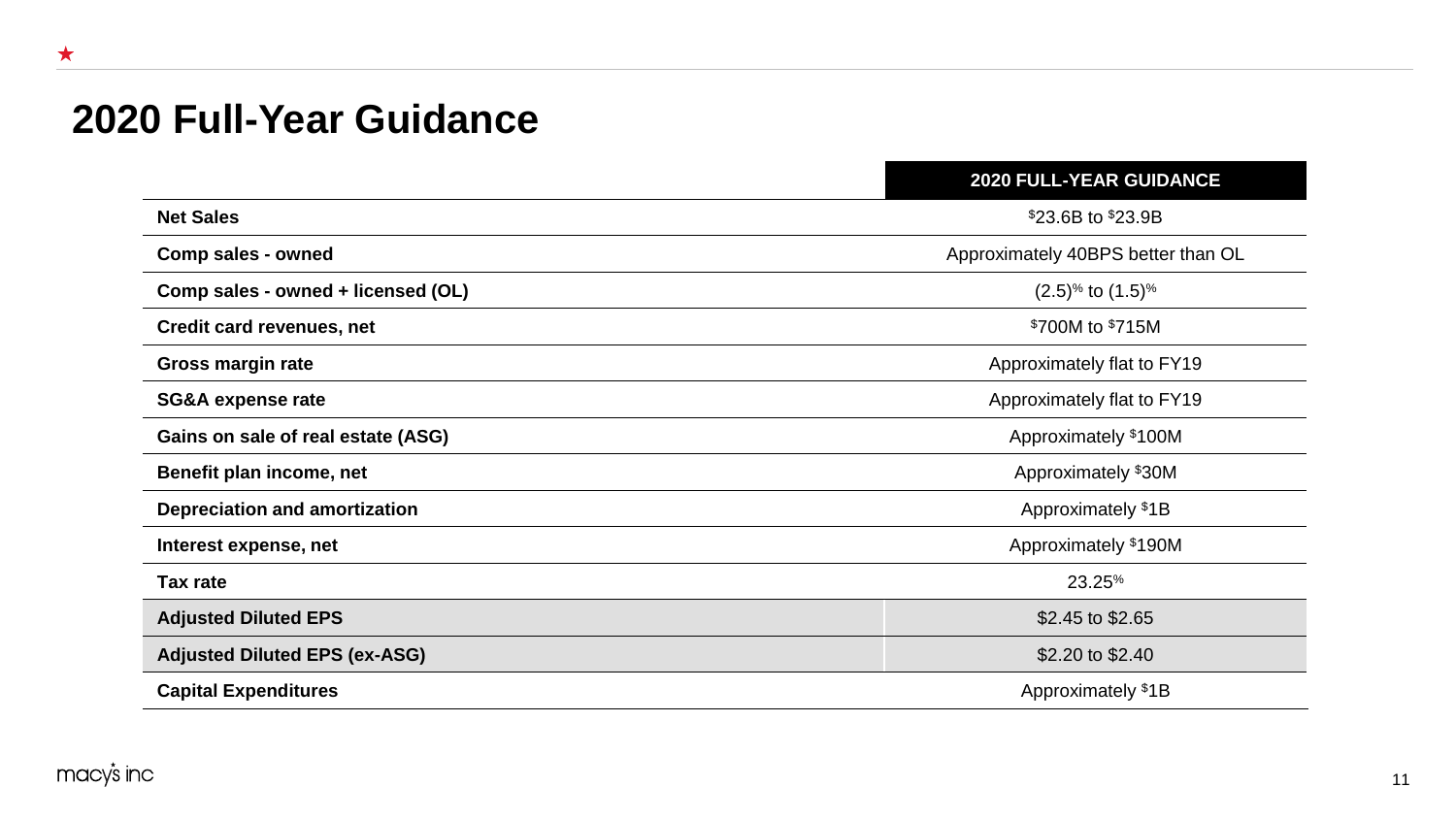# 2020 Full-Year Guidance

| | 2020 FULL-YEAR GUIDANCE |
|---|---|
| **Net Sales** | $23.6B to $23.9B |
| **Comp sales - owned** | Approximately 40BPS better than OL |
| **Comp sales - owned + licensed (OL)** | (2.5)% to (1.5)% |
| **Credit card revenues, net** | $700M to $715M |
| **Gross margin rate** | Approximately flat to FY19 |
| **SG&A expense rate** | Approximately flat to FY19 |
| **Gains on sale of real estate (ASG)** | Approximately $100M |
| **Benefit plan income, net** | Approximately $30M |
| **Depreciation and amortization** | Approximately $1B |
| **Interest expense, net** | Approximately $190M |
| **Tax rate** | 23.25% |
| **Adjusted Diluted EPS** | $2.45 to $2.65 |
| **Adjusted Diluted EPS (ex-ASG)** | $2.20 to $2.40 |
| **Capital Expenditures** | Approximately $1B |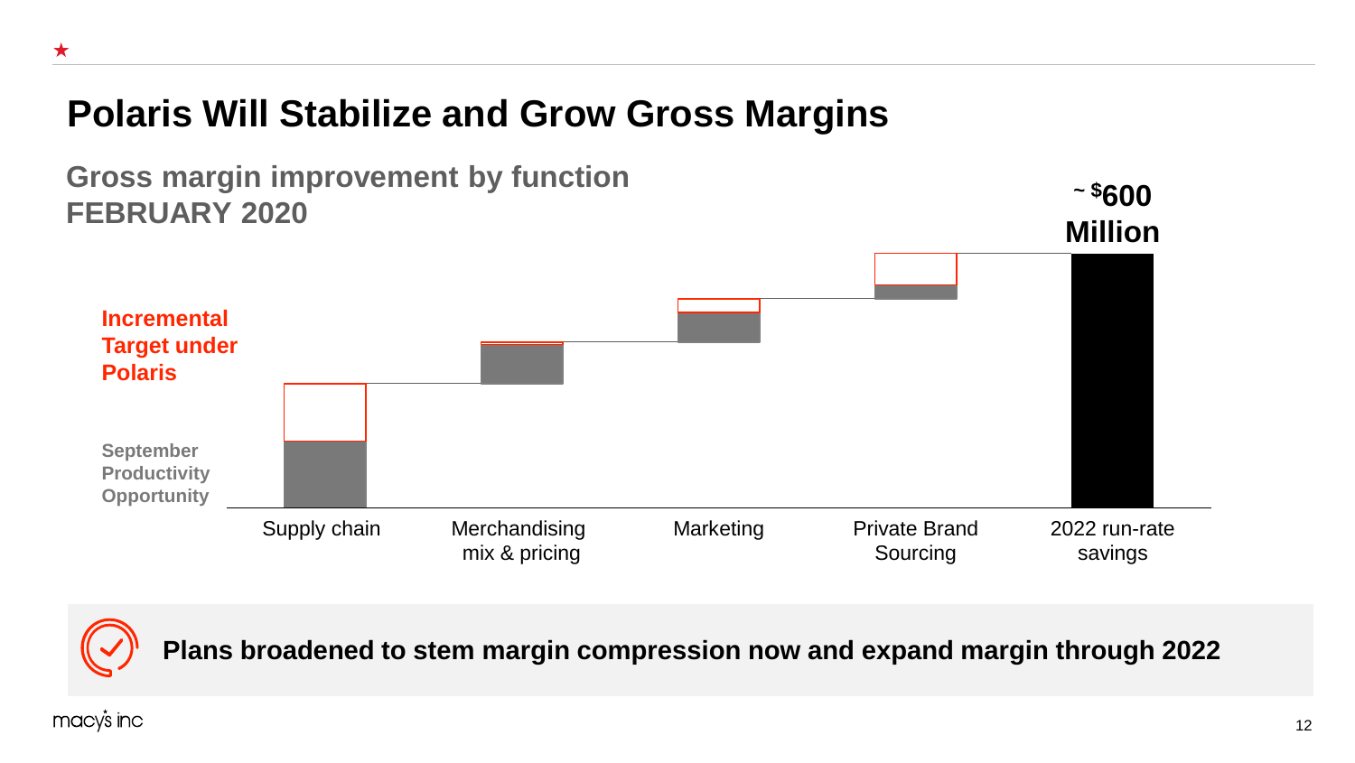# Polaris Will Stabilize and Grow Gross Margins

## Gross margin improvement by function
## FEBRUARY 2020

**Incremental Target under Polaris**

**September Productivity Opportunity**

Supply chain

Merchandising mix & pricing

Marketing

Private Brand Sourcing

2022 run-rate savings

**~ $600 Million**

**Plans broadened to stem margin compression now and expand margin through 2022**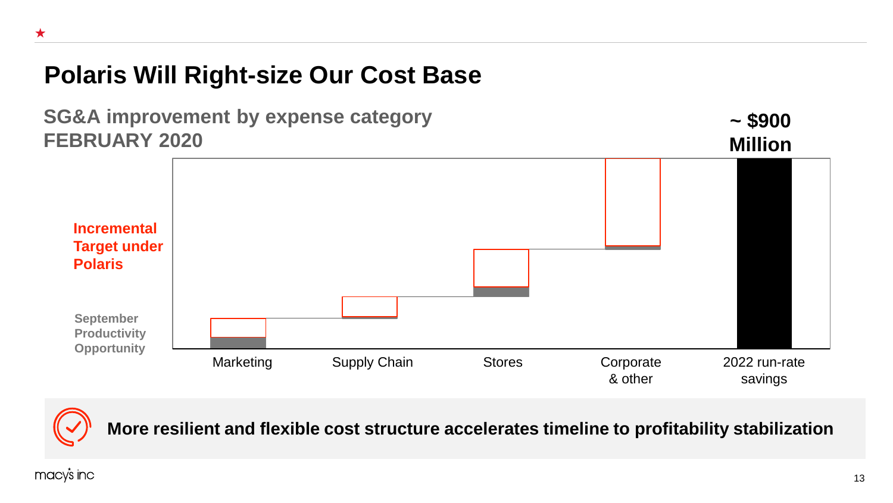# Polaris Will Right-size Our Cost Base

## SG&A improvement by expense category
## FEBRUARY 2020

~ $900 Million

**Incremental Target under Polaris**

**September Productivity Opportunity**

Marketing

Supply Chain

Stores

Corporate & other

2022 run-rate savings

**More resilient and flexible cost structure accelerates timeline to profitability stabilization**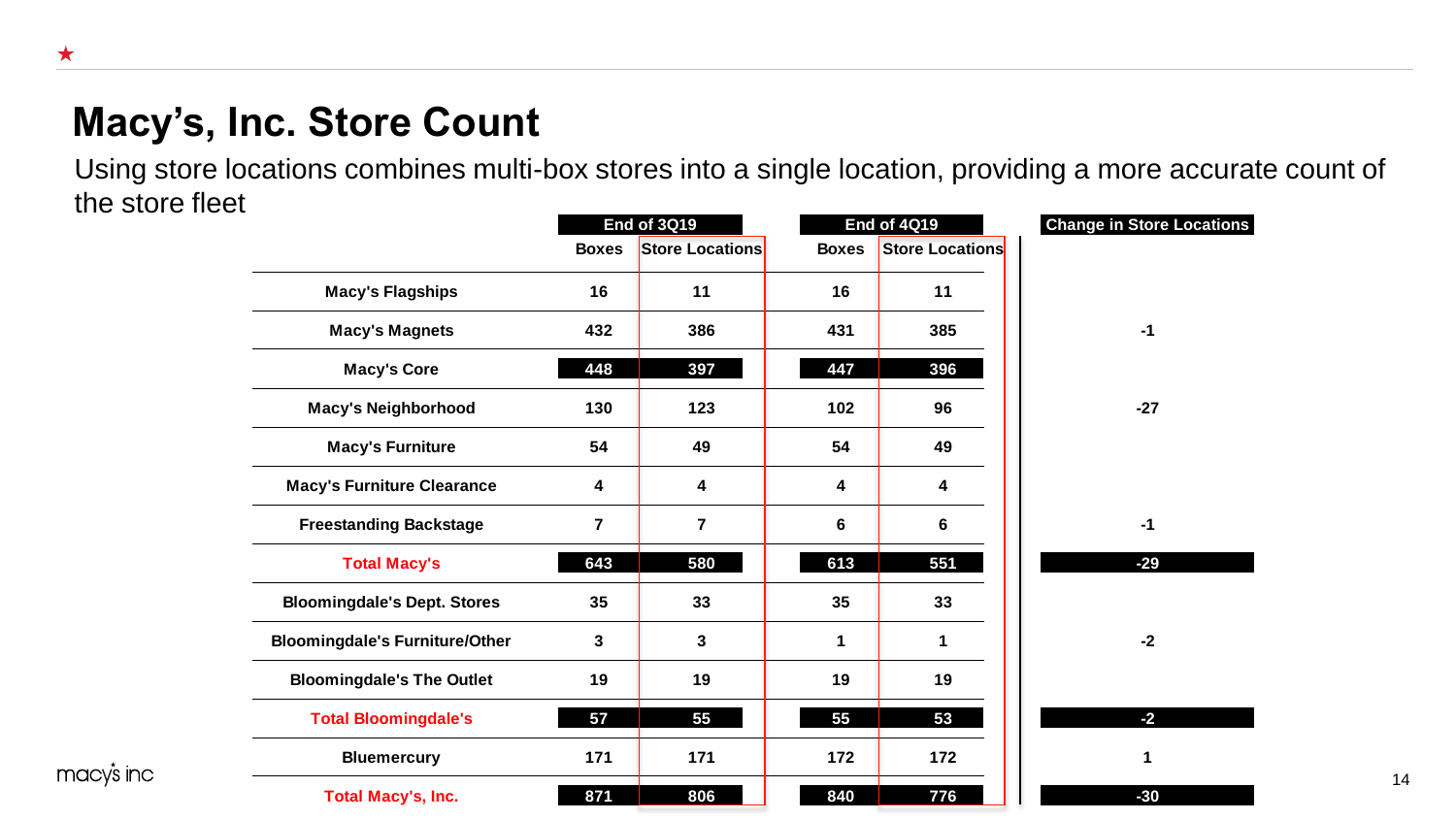# Macy's, Inc. Store Count

Using store locations combines multi-box stores into a single location, providing a more accurate count of the store fleet

| | End of 3Q19 | | End of 4Q19 | | Change in Store Locations |
|---|---|---|---|---|---|
| | Boxes | Store Locations | Boxes | Store Locations | |
| Macy's Flagships | 16 | 11 | 16 | 11 | |
| Macy's Magnets | 432 | 386 | 431 | 385 | -1 |
| Macy's Core | 448 | 397 | 447 | 396 | |
| Macy's Neighborhood | 130 | 123 | 102 | 96 | -27 |
| Macy's Furniture | 54 | 49 | 54 | 49 | |
| Macy's Furniture Clearance | 4 | 4 | 4 | 4 | |
| Freestanding Backstage | 7 | 7 | 6 | 6 | -1 |
| Total Macy's | 643 | 580 | 613 | 551 | -29 |
| Bloomingdale's Dept. Stores | 35 | 33 | 35 | 33 | |
| Bloomingdale's Furniture/Other | 3 | 3 | 1 | 1 | -2 |
| Bloomingdale's The Outlet | 19 | 19 | 19 | 19 | |
| Total Bloomingdale's | 57 | 55 | 55 | 53 | -2 |
| Bluemercury | 171 | 171 | 172 | 172 | 1 |
| Total Macy's, Inc. | 871 | 806 | 840 | 776 | -30 |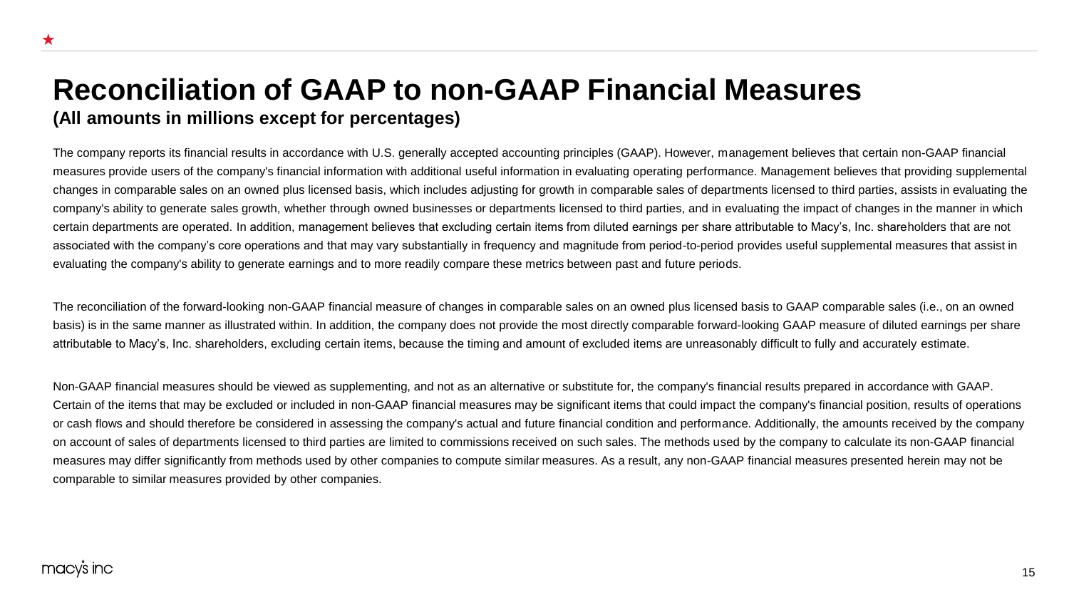# Reconciliation of GAAP to non-GAAP Financial Measures

**(All amounts in millions except for percentages)**

The company reports its financial results in accordance with U.S. generally accepted accounting principles (GAAP). However, management believes that certain non-GAAP financial measures provide users of the company's financial information with additional useful information in evaluating operating performance. Management believes that providing supplemental changes in comparable sales on an owned plus licensed basis, which includes adjusting for growth in comparable sales of departments licensed to third parties, assists in evaluating the company's ability to generate sales growth, whether through owned businesses or departments licensed to third parties, and in evaluating the impact of changes in the manner in which certain departments are operated. In addition, management believes that excluding certain items from diluted earnings per share attributable to Macy's, Inc. shareholders that are not associated with the company's core operations and that may vary substantially in frequency and magnitude from period-to-period provides useful supplemental measures that assist in evaluating the company's ability to generate earnings and to more readily compare these metrics between past and future periods.

The reconciliation of the forward-looking non-GAAP financial measure of changes in comparable sales on an owned plus licensed basis to GAAP comparable sales (i.e., on an owned basis) is in the same manner as illustrated within. In addition, the company does not provide the most directly comparable forward-looking GAAP measure of diluted earnings per share attributable to Macy's, Inc. shareholders, excluding certain items, because the timing and amount of excluded items are unreasonably difficult to fully and accurately estimate.

Non-GAAP financial measures should be viewed as supplementing, and not as an alternative or substitute for, the company's financial results prepared in accordance with GAAP. Certain of the items that may be excluded or included in non-GAAP financial measures may be significant items that could impact the company's financial position, results of operations or cash flows and should therefore be considered in assessing the company's actual and future financial condition and performance. Additionally, the amounts received by the company on account of sales of departments licensed to third parties are limited to commissions received on such sales. The methods used by the company to calculate its non-GAAP financial measures may differ significantly from methods used by other companies to compute similar measures. As a result, any non-GAAP financial measures presented herein may not be comparable to similar measures provided by other companies.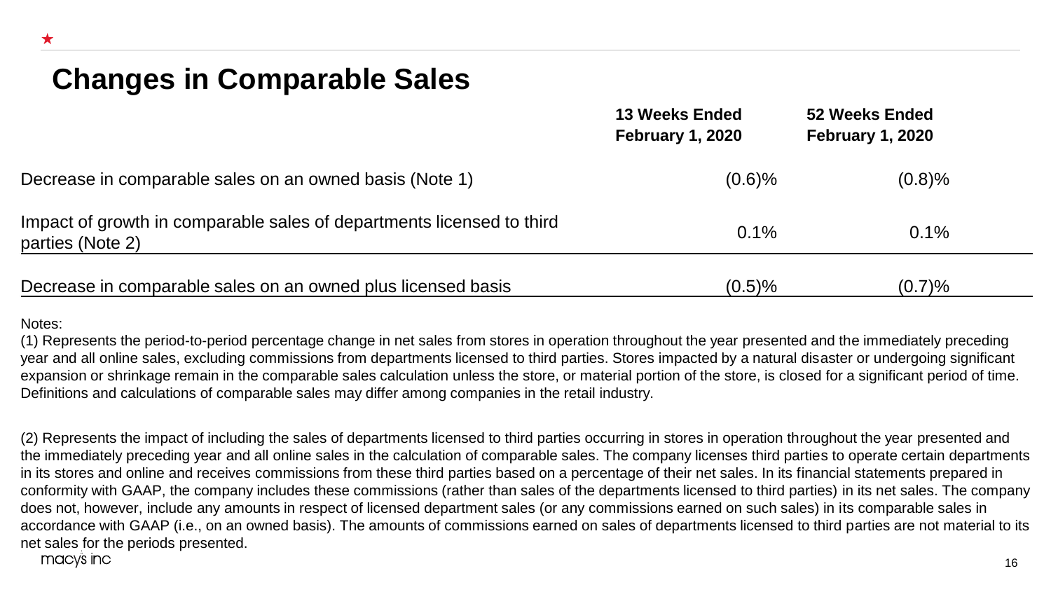# Changes in Comparable Sales

| | 13 Weeks Ended February 1, 2020 | 52 Weeks Ended February 1, 2020 |
|---|---|---|
| Decrease in comparable sales on an owned basis (Note 1) | (0.6)% | (0.8)% |
| Impact of growth in comparable sales of departments licensed to third parties (Note 2) | 0.1% | 0.1% |
| Decrease in comparable sales on an owned plus licensed basis | (0.5)% | (0.7)% |

Notes:

(1) Represents the period-to-period percentage change in net sales from stores in operation throughout the year presented and the immediately preceding year and all online sales, excluding commissions from departments licensed to third parties. Stores impacted by a natural disaster or undergoing significant expansion or shrinkage remain in the comparable sales calculation unless the store, or material portion of the store, is closed for a significant period of time. Definitions and calculations of comparable sales may differ among companies in the retail industry.

(2) Represents the impact of including the sales of departments licensed to third parties occurring in stores in operation throughout the year presented and the immediately preceding year and all online sales in the calculation of comparable sales. The company licenses third parties to operate certain departments in its stores and online and receives commissions from these third parties based on a percentage of their net sales. In its financial statements prepared in conformity with GAAP, the company includes these commissions (rather than sales of the departments licensed to third parties) in its net sales. The company does not, however, include any amounts in respect of licensed department sales (or any commissions earned on such sales) in its comparable sales in accordance with GAAP (i.e., on an owned basis). The amounts of commissions earned on sales of departments licensed to third parties are not material to its net sales for the periods presented.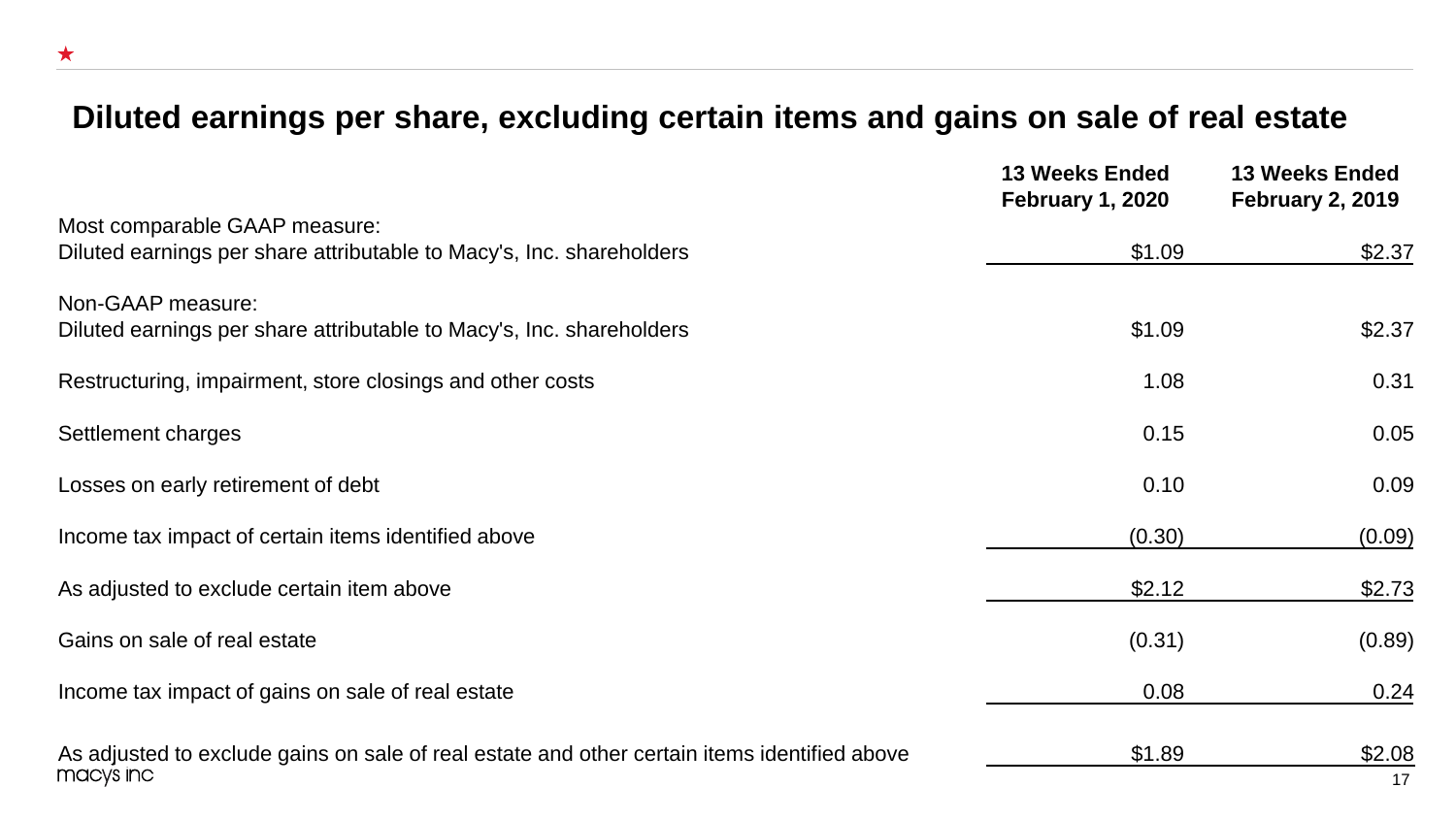## Diluted earnings per share, excluding certain items and gains on sale of real estate

| | 13 Weeks Ended February 1, 2020 | 13 Weeks Ended February 2, 2019 |
|---|---|---|
| Most comparable GAAP measure: | | |
| Diluted earnings per share attributable to Macy's, Inc. shareholders | $1.09 | $2.37 |
| Non-GAAP measure: | | |
| Diluted earnings per share attributable to Macy's, Inc. shareholders | $1.09 | $2.37 |
| Restructuring, impairment, store closings and other costs | 1.08 | 0.31 |
| Settlement charges | 0.15 | 0.05 |
| Losses on early retirement of debt | 0.10 | 0.09 |
| Income tax impact of certain items identified above | (0.30) | (0.09) |
| As adjusted to exclude certain item above | $2.12 | $2.73 |
| Gains on sale of real estate | (0.31) | (0.89) |
| Income tax impact of gains on sale of real estate | 0.08 | 0.24 |
| As adjusted to exclude gains on sale of real estate and other certain items identified above | $1.89 | $2.08 |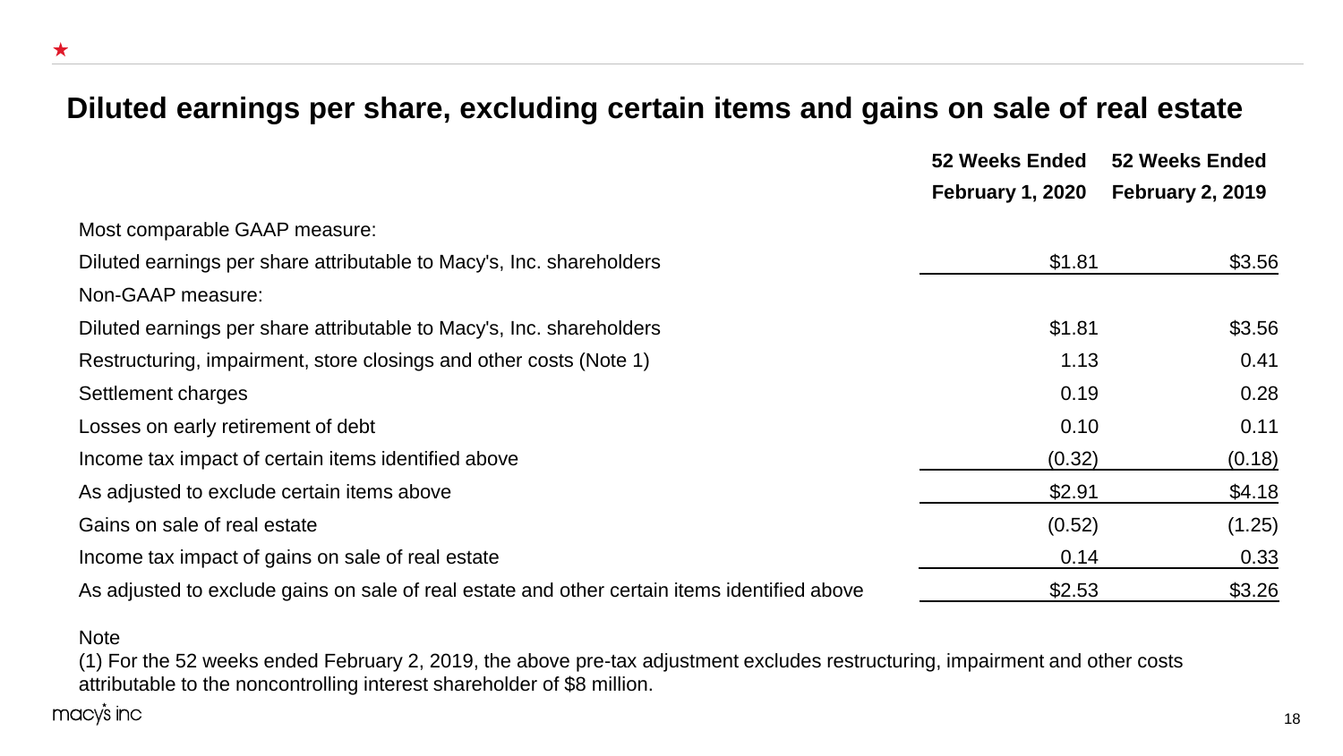# Diluted earnings per share, excluding certain items and gains on sale of real estate

| | 52 Weeks Ended February 1, 2020 | 52 Weeks Ended February 2, 2019 |
|---|---|---|
| Most comparable GAAP measure: | | |
| Diluted earnings per share attributable to Macy's, Inc. shareholders | $1.81 | $3.56 |
| Non-GAAP measure: | | |
| Diluted earnings per share attributable to Macy's, Inc. shareholders | $1.81 | $3.56 |
| Restructuring, impairment, store closings and other costs (Note 1) | 1.13 | 0.41 |
| Settlement charges | 0.19 | 0.28 |
| Losses on early retirement of debt | 0.10 | 0.11 |
| Income tax impact of certain items identified above | (0.32) | (0.18) |
| As adjusted to exclude certain items above | $2.91 | $4.18 |
| Gains on sale of real estate | (0.52) | (1.25) |
| Income tax impact of gains on sale of real estate | 0.14 | 0.33 |
| As adjusted to exclude gains on sale of real estate and other certain items identified above | $2.53 | $3.26 |

Note

(1) For the 52 weeks ended February 2, 2019, the above pre-tax adjustment excludes restructuring, impairment and other costs attributable to the noncontrolling interest shareholder of $8 million.